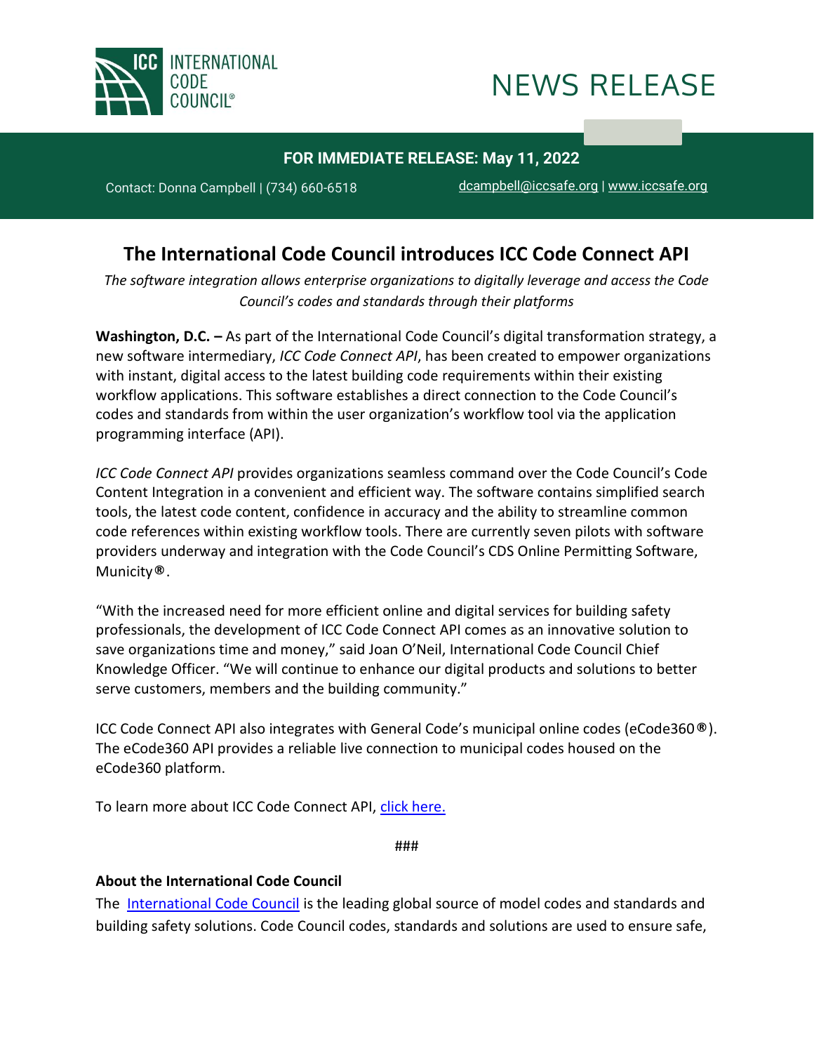INTERNATIONAL CODE COUNCIL®

# NEWS RELEASE

**FOR IMMEDIATE RELEASE: May 11, 2022**

Contact: Donna Campbell | (734) 660-6518 dcampbell@iccsafe.org | www.iccsafe.org

## The International Code Council introduces ICC Code Connect API

*The software integration allows enterprise organizations to digitally leverage and access the Code Council's codes and standards through their platforms*

**Washington, D.C. –** As part of the International Code Council's digital transformation strategy, a new software intermediary, *ICC Code Connect API*, has been created to empower organizations with instant, digital access to the latest building code requirements within their existing workflow applications. This software establishes a direct connection to the Code Council's codes and standards from within the user organization's workflow tool via the application programming interface (API).

*ICC Code Connect API* provides organizations seamless command over the Code Council's Code Content Integration in a convenient and efficient way. The software contains simplified search tools, the latest code content, confidence in accuracy and the ability to streamline common code references within existing workflow tools. There are currently seven pilots with software providers underway and integration with the Code Council's CDS Online Permitting Software, Municity®.

"With the increased need for more efficient online and digital services for building safety professionals, the development of ICC Code Connect API comes as an innovative solution to save organizations time and money," said Joan O'Neil, International Code Council Chief Knowledge Officer. "We will continue to enhance our digital products and solutions to better serve customers, members and the building community."

ICC Code Connect API also integrates with General Code's municipal online codes (eCode360®). The eCode360 API provides a reliable live connection to municipal codes housed on the eCode360 platform.

To learn more about ICC Code Connect API, [click here.]()

###

**About the International Code Council**

The [International Code Council]() is the leading global source of model codes and standards and building safety solutions. Code Council codes, standards and solutions are used to ensure safe,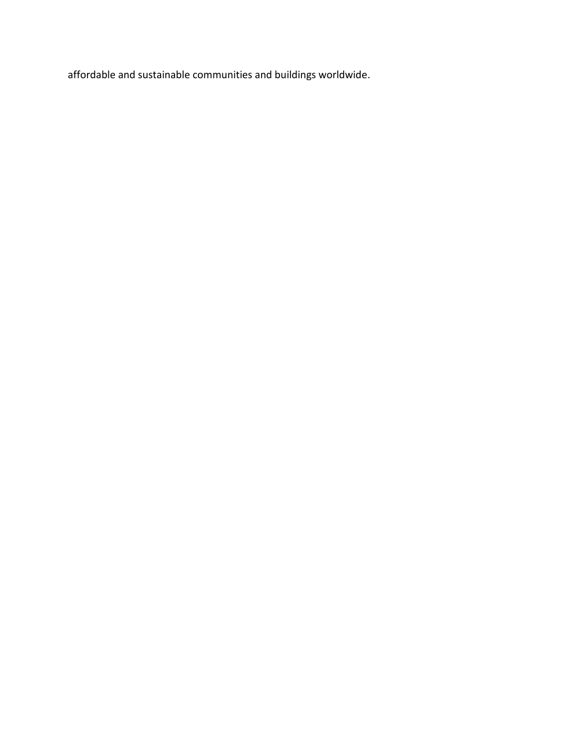affordable and sustainable communities and buildings worldwide.